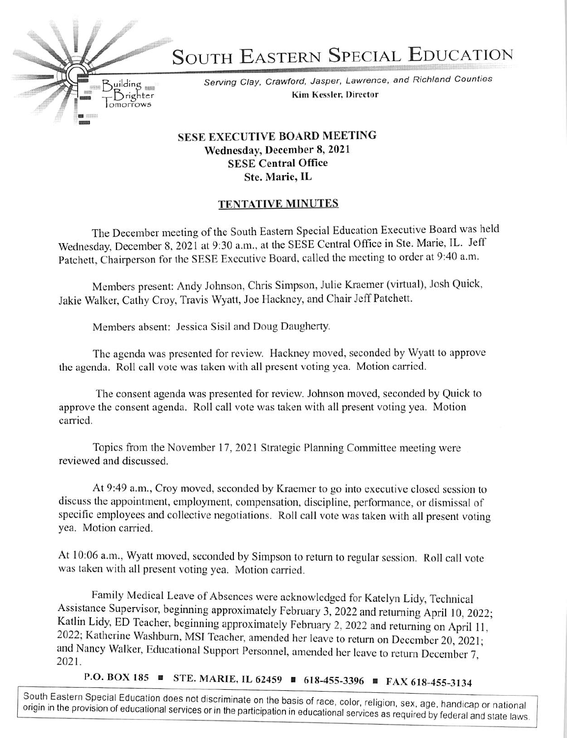# SOUTH EASTERN SPECIAL EDUCATION

Building Brighter Tomorrows

*Serving Clay, Crawford, Jasper, Lawrence, and Richland Counties*

**Kim Kessler, Director**

**SESE EXECUTIVE BOARD MEETING**
**Wednesday, December 8, 2021**
**SESE Central Office**
**Ste. Marie, IL**

**TENTATIVE MINUTES**

The December meeting of the South Eastern Special Education Executive Board was held Wednesday, December 8, 2021 at 9:30 a.m., at the SESE Central Office in Ste. Marie, IL. Jeff Patchett, Chairperson for the SESE Executive Board, called the meeting to order at 9:40 a.m.

Members present: Andy Johnson, Chris Simpson, Julie Kraemer (virtual), Josh Quick, Jakie Walker, Cathy Croy, Travis Wyatt, Joe Hackney, and Chair Jeff Patchett.

Members absent: Jessica Sisil and Doug Daugherty.

The agenda was presented for review. Hackney moved, seconded by Wyatt to approve the agenda. Roll call vote was taken with all present voting yea. Motion carried.

The consent agenda was presented for review. Johnson moved, seconded by Quick to approve the consent agenda. Roll call vote was taken with all present voting yea. Motion carried.

Topics from the November 17, 2021 Strategic Planning Committee meeting were reviewed and discussed.

At 9:49 a.m., Croy moved, seconded by Kraemer to go into executive closed session to discuss the appointment, employment, compensation, discipline, performance, or dismissal of specific employees and collective negotiations. Roll call vote was taken with all present voting yea. Motion carried.

At 10:06 a.m., Wyatt moved, seconded by Simpson to return to regular session. Roll call vote was taken with all present voting yea. Motion carried.

Family Medical Leave of Absences were acknowledged for Katelyn Lidy, Technical Assistance Supervisor, beginning approximately February 3, 2022 and returning April 10, 2022; Katlin Lidy, ED Teacher, beginning approximately February 2, 2022 and returning on April 11, 2022; Katherine Washburn, MSI Teacher, amended her leave to return on December 20, 2021; and Nancy Walker, Educational Support Personnel, amended her leave to return December 7, 2021.

P.O. BOX 185 ■ STE. MARIE, IL 62459 ■ 618-455-3396 ■ FAX 618-455-3134

South Eastern Special Education does not discriminate on the basis of race, color, religion, sex, age, handicap or national origin in the provision of educational services or in the participation in educational services as required by federal and state laws.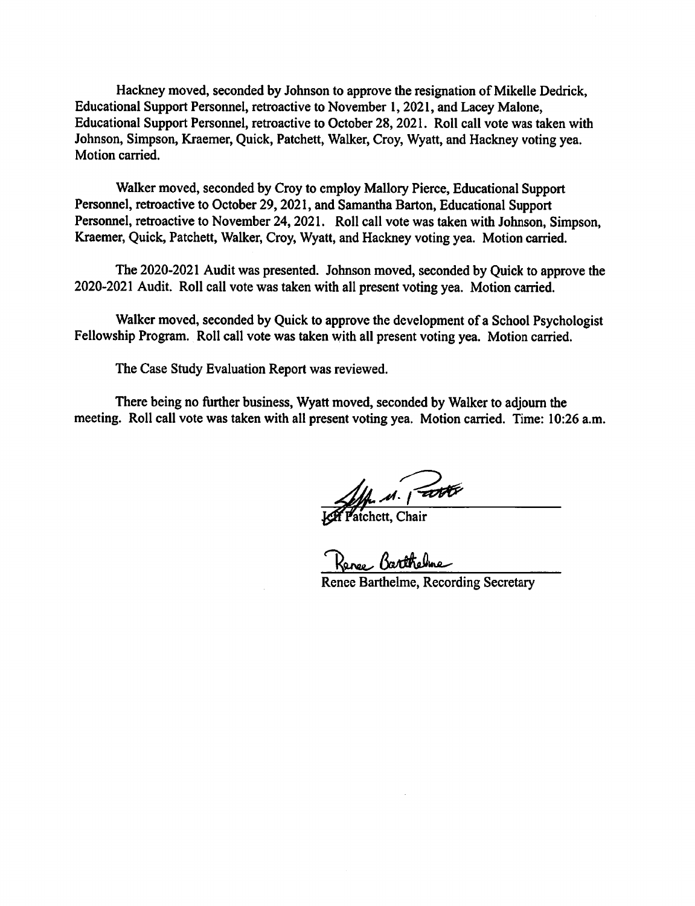Hackney moved, seconded by Johnson to approve the resignation of Mikelle Dedrick, Educational Support Personnel, retroactive to November 1, 2021, and Lacey Malone, Educational Support Personnel, retroactive to October 28, 2021. Roll call vote was taken with Johnson, Simpson, Kraemer, Quick, Patchett, Walker, Croy, Wyatt, and Hackney voting yea. Motion carried.

Walker moved, seconded by Croy to employ Mallory Pierce, Educational Support Personnel, retroactive to October 29, 2021, and Samantha Barton, Educational Support Personnel, retroactive to November 24, 2021. Roll call vote was taken with Johnson, Simpson, Kraemer, Quick, Patchett, Walker, Croy, Wyatt, and Hackney voting yea. Motion carried.

The 2020-2021 Audit was presented. Johnson moved, seconded by Quick to approve the 2020-2021 Audit. Roll call vote was taken with all present voting yea. Motion carried.

Walker moved, seconded by Quick to approve the development of a School Psychologist Fellowship Program. Roll call vote was taken with all present voting yea. Motion carried.

The Case Study Evaluation Report was reviewed.

There being no further business, Wyatt moved, seconded by Walker to adjourn the meeting. Roll call vote was taken with all present voting yea. Motion carried. Time: 10:26 a.m.

Jeff Patchett, Chair

Renee Barthelme, Recording Secretary